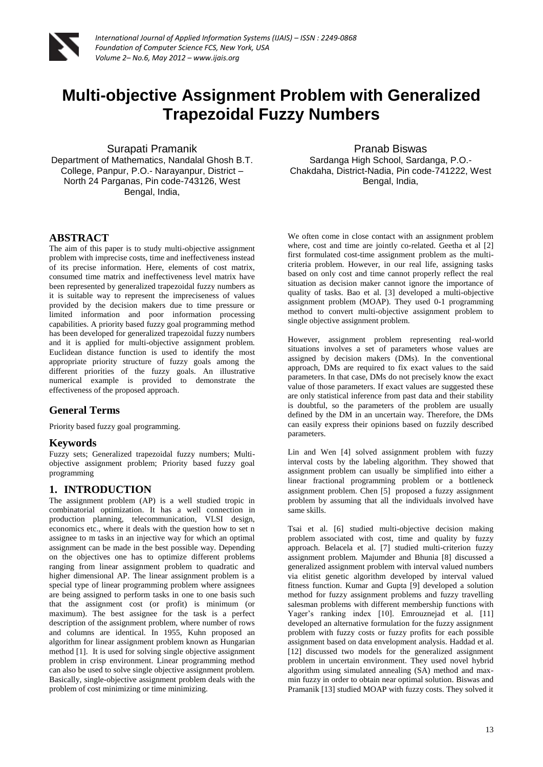# Multi-objective Assignment Problem with Generalized Trapezoidal Fuzzy Numbers

Surapati Pramanik
Department of Mathematics, Nandalal Ghosh B.T. College, Panpur, P.O.- Narayanpur, District – North 24 Parganas, Pin code-743126, West Bengal, India,

Pranab Biswas
Sardanga High School, Sardanga, P.O.- Chakdaha, District-Nadia, Pin code-741222, West Bengal, India,

## ABSTRACT

The aim of this paper is to study multi-objective assignment problem with imprecise costs, time and ineffectiveness instead of its precise information. Here, elements of cost matrix, consumed time matrix and ineffectiveness level matrix have been represented by generalized trapezoidal fuzzy numbers as it is suitable way to represent the impreciseness of values provided by the decision makers due to time pressure or limited information and poor information processing capabilities. A priority based fuzzy goal programming method has been developed for generalized trapezoidal fuzzy numbers and it is applied for multi-objective assignment problem. Euclidean distance function is used to identify the most appropriate priority structure of fuzzy goals among the different priorities of the fuzzy goals. An illustrative numerical example is provided to demonstrate the effectiveness of the proposed approach.

## General Terms

Priority based fuzzy goal programming.

## Keywords

Fuzzy sets; Generalized trapezoidal fuzzy numbers; Multi-objective assignment problem; Priority based fuzzy goal programming

## 1. INTRODUCTION

The assignment problem (AP) is a well studied tropic in combinatorial optimization. It has a well connection in production planning, telecommunication, VLSI design, economics etc., where it deals with the question how to set n assignee to m tasks in an injective way for which an optimal assignment can be made in the best possible way. Depending on the objectives one has to optimize different problems ranging from linear assignment problem to quadratic and higher dimensional AP. The linear assignment problem is a special type of linear programming problem where assignees are being assigned to perform tasks in one to one basis such that the assignment cost (or profit) is minimum (or maximum). The best assignee for the task is a perfect description of the assignment problem, where number of rows and columns are identical. In 1955, Kuhn proposed an algorithm for linear assignment problem known as Hungarian method [1]. It is used for solving single objective assignment problem in crisp environment. Linear programming method can also be used to solve single objective assignment problem. Basically, single-objective assignment problem deals with the problem of cost minimizing or time minimizing.

We often come in close contact with an assignment problem where, cost and time are jointly co-related. Geetha et al [2] first formulated cost-time assignment problem as the multi-criteria problem. However, in our real life, assigning tasks based on only cost and time cannot properly reflect the real situation as decision maker cannot ignore the importance of quality of tasks. Bao et al. [3] developed a multi-objective assignment problem (MOAP). They used 0-1 programming method to convert multi-objective assignment problem to single objective assignment problem.

However, assignment problem representing real-world situations involves a set of parameters whose values are assigned by decision makers (DMs). In the conventional approach, DMs are required to fix exact values to the said parameters. In that case, DMs do not precisely know the exact value of those parameters. If exact values are suggested these are only statistical inference from past data and their stability is doubtful, so the parameters of the problem are usually defined by the DM in an uncertain way. Therefore, the DMs can easily express their opinions based on fuzzily described parameters.

Lin and Wen [4] solved assignment problem with fuzzy interval costs by the labeling algorithm. They showed that assignment problem can usually be simplified into either a linear fractional programming problem or a bottleneck assignment problem. Chen [5] proposed a fuzzy assignment problem by assuming that all the individuals involved have same skills.

Tsai et al. [6] studied multi-objective decision making problem associated with cost, time and quality by fuzzy approach. Belacela et al. [7] studied multi-criterion fuzzy assignment problem. Majumder and Bhunia [8] discussed a generalized assignment problem with interval valued numbers via elitist genetic algorithm developed by interval valued fitness function. Kumar and Gupta [9] developed a solution method for fuzzy assignment problems and fuzzy travelling salesman problems with different membership functions with Yager's ranking index [10]. Emrouznejad et al. [11] developed an alternative formulation for the fuzzy assignment problem with fuzzy costs or fuzzy profits for each possible assignment based on data envelopment analysis. Haddad et al. [12] discussed two models for the generalized assignment problem in uncertain environment. They used novel hybrid algorithm using simulated annealing (SA) method and max-min fuzzy in order to obtain near optimal solution. Biswas and Pramanik [13] studied MOAP with fuzzy costs. They solved it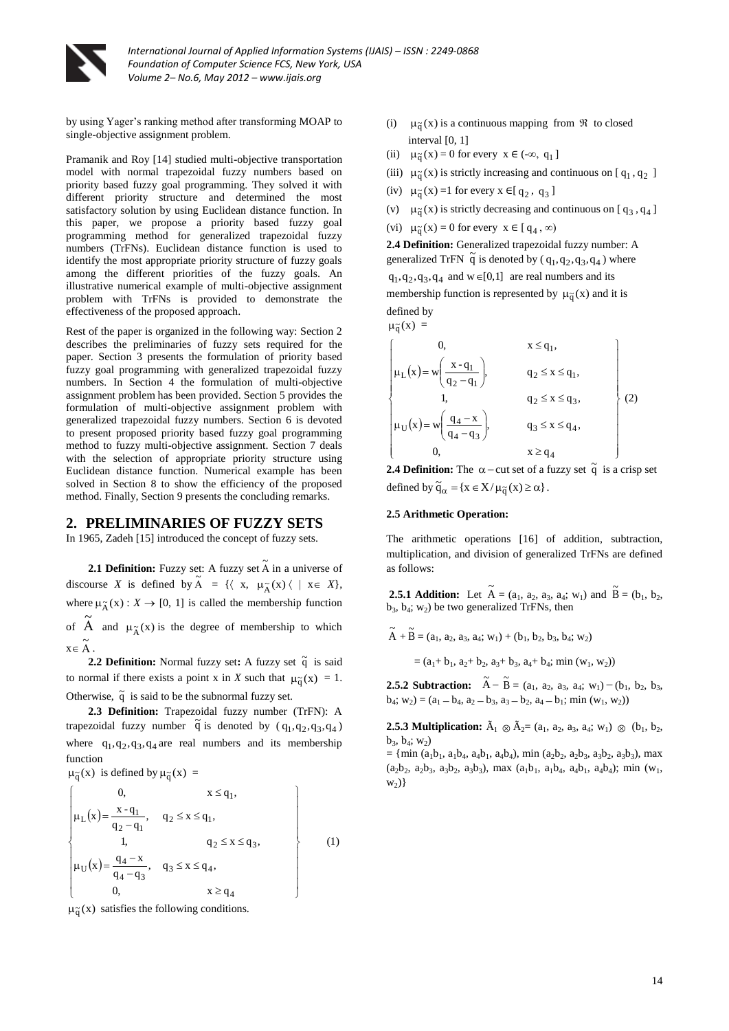by using Yager's ranking method after transforming MOAP to single-objective assignment problem.

Pramanik and Roy [14] studied multi-objective transportation model with normal trapezoidal fuzzy numbers based on priority based fuzzy goal programming. They solved it with different priority structure and determined the most satisfactory solution by using Euclidean distance function. In this paper, we propose a priority based fuzzy goal programming method for generalized trapezoidal fuzzy numbers (TrFNs). Euclidean distance function is used to identify the most appropriate priority structure of fuzzy goals among the different priorities of the fuzzy goals. An illustrative numerical example of multi-objective assignment problem with TrFNs is provided to demonstrate the effectiveness of the proposed approach.

Rest of the paper is organized in the following way: Section 2 describes the preliminaries of fuzzy sets required for the paper. Section 3 presents the formulation of priority based fuzzy goal programming with generalized trapezoidal fuzzy numbers. In Section 4 the formulation of multi-objective assignment problem has been provided. Section 5 provides the formulation of multi-objective assignment problem with generalized trapezoidal fuzzy numbers. Section 6 is devoted to present proposed priority based fuzzy goal programming method to fuzzy multi-objective assignment. Section 7 deals with the selection of appropriate priority structure using Euclidean distance function. Numerical example has been solved in Section 8 to show the efficiency of the proposed method. Finally, Section 9 presents the concluding remarks.

## 2. PRELIMINARIES OF FUZZY SETS

In 1965, Zadeh [15] introduced the concept of fuzzy sets.

**2.1 Definition:** Fuzzy set: A fuzzy set $\tilde{A}$ in a universe of discourse *X* is defined by $\tilde{A} = \{\langle x, \mu_{\tilde{A}}(x) \rangle \mid x \in X\}$, where $\mu_{\tilde{A}}(x) : X \to [0, 1]$ is called the membership function of $\tilde{A}$ and $\mu_{\tilde{A}}(x)$ is the degree of membership to which $x \in \tilde{A}$.

**2.2 Definition:** Normal fuzzy set**:** A fuzzy set $\tilde{q}$ is said to normal if there exists a point x in *X* such that $\mu_{\tilde{q}}(x) = 1$. Otherwise, $\tilde{q}$ is said to be the subnormal fuzzy set.

**2.3 Definition:** Trapezoidal fuzzy number (TrFN): A trapezoidal fuzzy number $\tilde{q}$ is denoted by $(q_1, q_2, q_3, q_4)$ where $q_1, q_2, q_3, q_4$ are real numbers and its membership function

$\mu_{\tilde{q}}(x)$ is defined by $\mu_{\tilde{q}}(x)$ =

$$\left\{\begin{array}{ll} 0, & x \le q_1, \\ \mu_L(x) = \dfrac{x - q_1}{q_2 - q_1}, & q_2 \le x \le q_1, \\ 1, & q_2 \le x \le q_3, \\ \mu_U(x) = \dfrac{q_4 - x}{q_4 - q_3}, & q_3 \le x \le q_4, \\ 0, & x \ge q_4 \end{array}\right\} \quad (1)$$

$\mu_{\tilde{q}}(x)$ satisfies the following conditions.

(i) $\mu_{\tilde{q}}(x)$ is a continuous mapping from $\Re$ to closed interval [0, 1]

(ii) $\mu_{\tilde{q}}(x) = 0$ for every $x \in (-\infty, q_1]$

(iii) $\mu_{\tilde{q}}(x)$ is strictly increasing and continuous on $[q_1, q_2]$

(iv) $\mu_{\tilde{q}}(x) = 1$ for every $x \in [q_2, q_3]$

(v) $\mu_{\tilde{q}}(x)$ is strictly decreasing and continuous on $[q_3, q_4]$

(vi) $\mu_{\tilde{q}}(x) = 0$ for every $x \in [q_4, \infty)$

**2.4 Definition:** Generalized trapezoidal fuzzy number: A generalized TrFN $\tilde{q}$ is denoted by $(q_1, q_2, q_3, q_4)$ where $q_1, q_2, q_3, q_4$ and $w \in [0, 1]$ are real numbers and its membership function is represented by $\mu_{\tilde{q}}(x)$ and it is defined by

$\mu_{\tilde{q}}(x)$ =

$$\left\{\begin{array}{ll} 0, & x \le q_1, \\ \mu_L(x) = w\left(\dfrac{x - q_1}{q_2 - q_1}\right), & q_2 \le x \le q_1, \\ 1, & q_2 \le x \le q_3, \\ \mu_U(x) = w\left(\dfrac{q_4 - x}{q_4 - q_3}\right), & q_3 \le x \le q_4, \\ 0, & x \ge q_4 \end{array}\right\} \quad (2)$$

**2.4 Definition:** The $\alpha-$cut set of a fuzzy set $\tilde{q}$ is a crisp set defined by $\tilde{q}_\alpha = \{x \in X / \mu_{\tilde{q}}(x) \ge \alpha\}$.

**2.5 Arithmetic Operation:**

The arithmetic operations [16] of addition, subtraction, multiplication, and division of generalized TrFNs are defined as follows:

**2.5.1 Addition:** Let $\tilde{A} = (a_1, a_2, a_3, a_4; w_1)$ and $\tilde{B} = (b_1, b_2, b_3, b_4; w_2)$ be two generalized TrFNs, then

$\tilde{A} + \tilde{B} = (a_1, a_2, a_3, a_4; w_1) + (b_1, b_2, b_3, b_4; w_2)$

$= (a_1 + b_1, a_2 + b_2, a_3 + b_3, a_4 + b_4; \min(w_1, w_2))$

**2.5.2 Subtraction:** $\tilde{A} - \tilde{B} = (a_1, a_2, a_3, a_4; w_1) - (b_1, b_2, b_3, b_4; w_2) = (a_1 - b_4, a_2 - b_3, a_3 - b_2, a_4 - b_1; \min(w_1, w_2))$

**2.5.3 Multiplication:** $\tilde{A}_1 \otimes \tilde{A}_2 = (a_1, a_2, a_3, a_4; w_1) \otimes (b_1, b_2, b_3, b_4; w_2)$

$= \{\min(a_1b_1, a_1b_4, a_4b_1, a_4b_4), \min(a_2b_2, a_2b_3, a_3b_2, a_3b_3), \max(a_2b_2, a_2b_3, a_3b_2, a_3b_3), \max(a_1b_1, a_1b_4, a_4b_1, a_4b_4); \min(w_1, w_2)\}$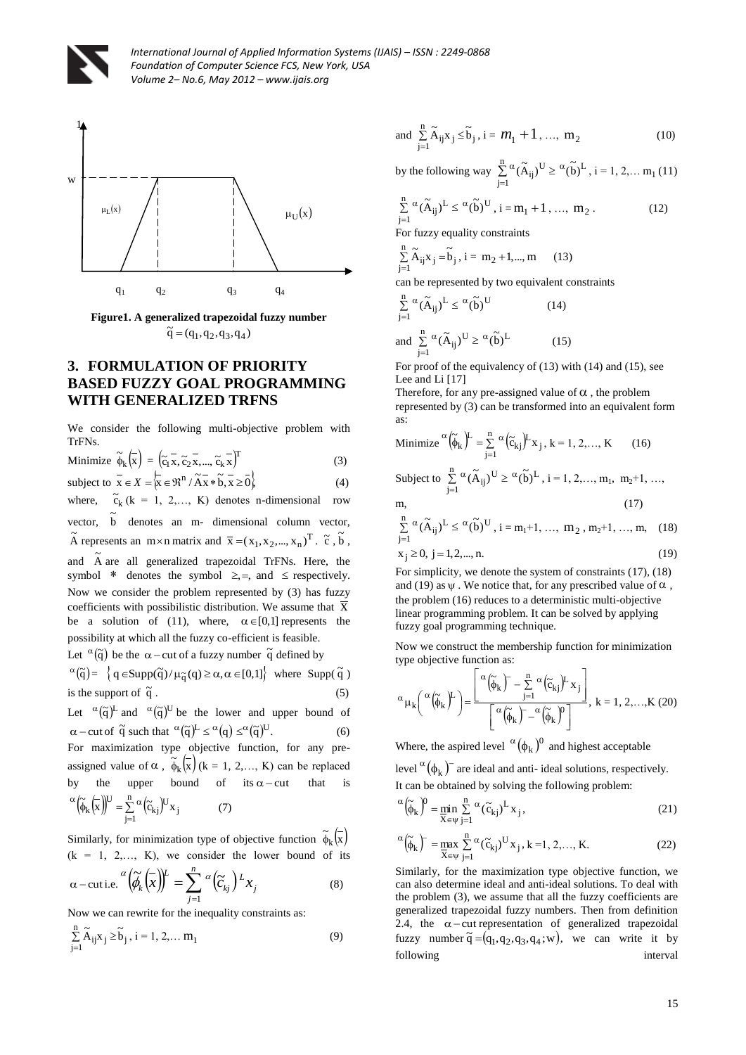**Figure1. A generalized trapezoidal fuzzy number** $\tilde{q} = (q_1, q_2, q_3, q_4)$

## 3. FORMULATION OF PRIORITY BASED FUZZY GOAL PROGRAMMING WITH GENERALIZED TRFNS

We consider the following multi-objective problem with TrFNs.

$$\text{Minimize } \tilde{\phi}_k(\bar{x}) = \left(\tilde{c}_1\bar{x}, \tilde{c}_2\bar{x}, ..., \tilde{c}_k\bar{x}\right)^T \quad (3)$$

$$\text{subject to } \bar{x} \in X = \left\{\bar{x} \in \Re^n / \tilde{A}\bar{x} * \tilde{b}, \bar{x} \geq \bar{0}\right\} \quad (4)$$

where, $\tilde{c}_k$ (k = 1, 2,…, K) denotes n-dimensional row vector, $\tilde{b}$ denotes an m- dimensional column vector, $\tilde{A}$ represents an $m \times n$ matrix and $\bar{x} = (x_1, x_2, ..., x_n)^T$. $\tilde{c}$, $\tilde{b}$, and $\tilde{A}$ are all generalized trapezoidal TrFNs. Here, the symbol * denotes the symbol $\geq, =,$ and $\leq$ respectively. Now we consider the problem represented by (3) has fuzzy coefficients with possibilistic distribution. We assume that $\bar{X}$ be a solution of (11), where, $\alpha \in [0,1]$ represents the possibility at which all the fuzzy co-efficient is feasible.

Let ${}^{\alpha}(\tilde{q})$ be the $\alpha$ – cut of a fuzzy number $\tilde{q}$ defined by

$${}^{\alpha}(\tilde{q}) = \left\{ q \in \text{Supp}(\tilde{q}) / \mu_{\tilde{q}}(q) \geq \alpha, \alpha \in [0,1] \right\} \text{ where Supp}(\tilde{q}) \text{ is the support of } \tilde{q}. \quad (5)$$

Let ${}^{\alpha}(\tilde{q})^L$ and ${}^{\alpha}(\tilde{q})^U$ be the lower and upper bound of $\alpha$ – cut of $\tilde{q}$ such that ${}^{\alpha}(\tilde{q})^L \leq {}^{\alpha}(q) \leq {}^{\alpha}(\tilde{q})^U$. (6)

For maximization type objective function, for any pre-assigned value of $\alpha$, $\tilde{\phi}_k(\bar{x})$ (k = 1, 2,…, K) can be replaced by the upper bound of its $\alpha$ – cut that is

$${}^{\alpha}\left(\tilde{\phi}_k(\bar{x})\right)^U = \sum_{j=1}^{n} {}^{\alpha}\left(\tilde{c}_{kj}\right)^U x_j \quad (7)$$

Similarly, for minimization type of objective function $\tilde{\phi}_k(\bar{x})$ (k = 1, 2,…, K), we consider the lower bound of its $\alpha$ – cut i.e.

$${}^{\alpha}\left(\tilde{\phi}_k(\bar{x})\right)^L = \sum_{j=1}^{n} {}^{\alpha}\left(\tilde{c}_{kj}\right)^L x_j \quad (8)$$

Now we can rewrite for the inequality constraints as:

$$\sum_{j=1}^{n} \tilde{A}_{ij} x_j \geq \tilde{b}_j, \ i = 1, 2,… m_1 \quad (9)$$

$$\text{and } \sum_{j=1}^{n} \tilde{A}_{ij} x_j \leq \tilde{b}_j, \ i = m_1 + 1, …, m_2 \quad (10)$$

by the following way $\sum_{j=1}^{n} {}^{\alpha}(\tilde{A}_{ij})^U \geq {}^{\alpha}(\tilde{b})^L$, i = 1, 2,… $m_1$ (11)

$$\sum_{j=1}^{n} {}^{\alpha}(\tilde{A}_{ij})^L \leq {}^{\alpha}(\tilde{b})^U, \ i = m_1 + 1, …, m_2. \quad (12)$$

For fuzzy equality constraints

$$\sum_{j=1}^{n} \tilde{A}_{ij} x_j = \tilde{b}_j, \ i = m_2 + 1, ..., m \quad (13)$$

can be represented by two equivalent constraints

$$\sum_{j=1}^{n} {}^{\alpha}(\tilde{A}_{ij})^L \leq {}^{\alpha}(\tilde{b})^U \quad (14)$$

$$\text{and } \sum_{j=1}^{n} {}^{\alpha}(\tilde{A}_{ij})^U \geq {}^{\alpha}(\tilde{b})^L \quad (15)$$

For proof of the equivalency of (13) with (14) and (15), see Lee and Li [17]

Therefore, for any pre-assigned value of $\alpha$, the problem represented by (3) can be transformed into an equivalent form as:

$$\text{Minimize } {}^{\alpha}\left(\tilde{\phi}_k\right)^L = \sum_{j=1}^{n} {}^{\alpha}\left(\tilde{c}_{kj}\right)^L x_j, \ k = 1, 2,…, K \quad (16)$$

Subject to $\sum_{j=1}^{n} {}^{\alpha}(\tilde{A}_{ij})^U \geq {}^{\alpha}(\tilde{b})^L$, i = 1, 2,…, $m_1$, $m_2$+1, …, m, (17)

$$\sum_{j=1}^{n} {}^{\alpha}(\tilde{A}_{ij})^L \leq {}^{\alpha}(\tilde{b})^U, \ i = m_1+1, …, m_2, m_2+1, …, m, \quad (18)$$

$$x_j \geq 0, \ j = 1, 2, ..., n. \quad (19)$$

For simplicity, we denote the system of constraints (17), (18) and (19) as $\psi$. We notice that, for any prescribed value of $\alpha$, the problem (16) reduces to a deterministic multi-objective linear programming problem. It can be solved by applying fuzzy goal programming technique.

Now we construct the membership function for minimization type objective function as:

$${}^{\alpha}\mu_k\left({}^{\alpha}\left(\tilde{\phi}_k\right)^L\right) = \frac{\left[{}^{\alpha}\left(\tilde{\phi}_k\right)^- - \sum_{j=1}^{n} {}^{\alpha}\left(\tilde{c}_{kj}\right)^L x_j\right]}{\left[{}^{\alpha}\left(\tilde{\phi}_k\right)^- - {}^{\alpha}\left(\tilde{\phi}_k\right)^0\right]}, \ k = 1, 2,…,K \quad (20)$$

Where, the aspired level ${}^{\alpha}(\phi_k)^0$ and highest acceptable level ${}^{\alpha}(\phi_k)^-$ are ideal and anti- ideal solutions, respectively. It can be obtained by solving the following problem:

$${}^{\alpha}\left(\tilde{\phi}_k\right)^0 = \min_{\bar{X} \in \psi} \sum_{j=1}^{n} {}^{\alpha}(\tilde{c}_{kj})^L x_j, \quad (21)$$

$${}^{\alpha}\left(\tilde{\phi}_k\right)^- = \max_{\bar{X} \in \psi} \sum_{j=1}^{n} {}^{\alpha}(\tilde{c}_{kj})^U x_j, \ k = 1, 2,…, K. \quad (22)$$

Similarly, for the maximization type objective function, we can also determine ideal and anti-ideal solutions. To deal with the problem (3), we assume that all the fuzzy coefficients are generalized trapezoidal fuzzy numbers. Then from definition 2.4, the $\alpha$ – cut representation of generalized trapezoidal fuzzy number $\tilde{q} = (q_1, q_2, q_3, q_4; w)$, we can write it by following interval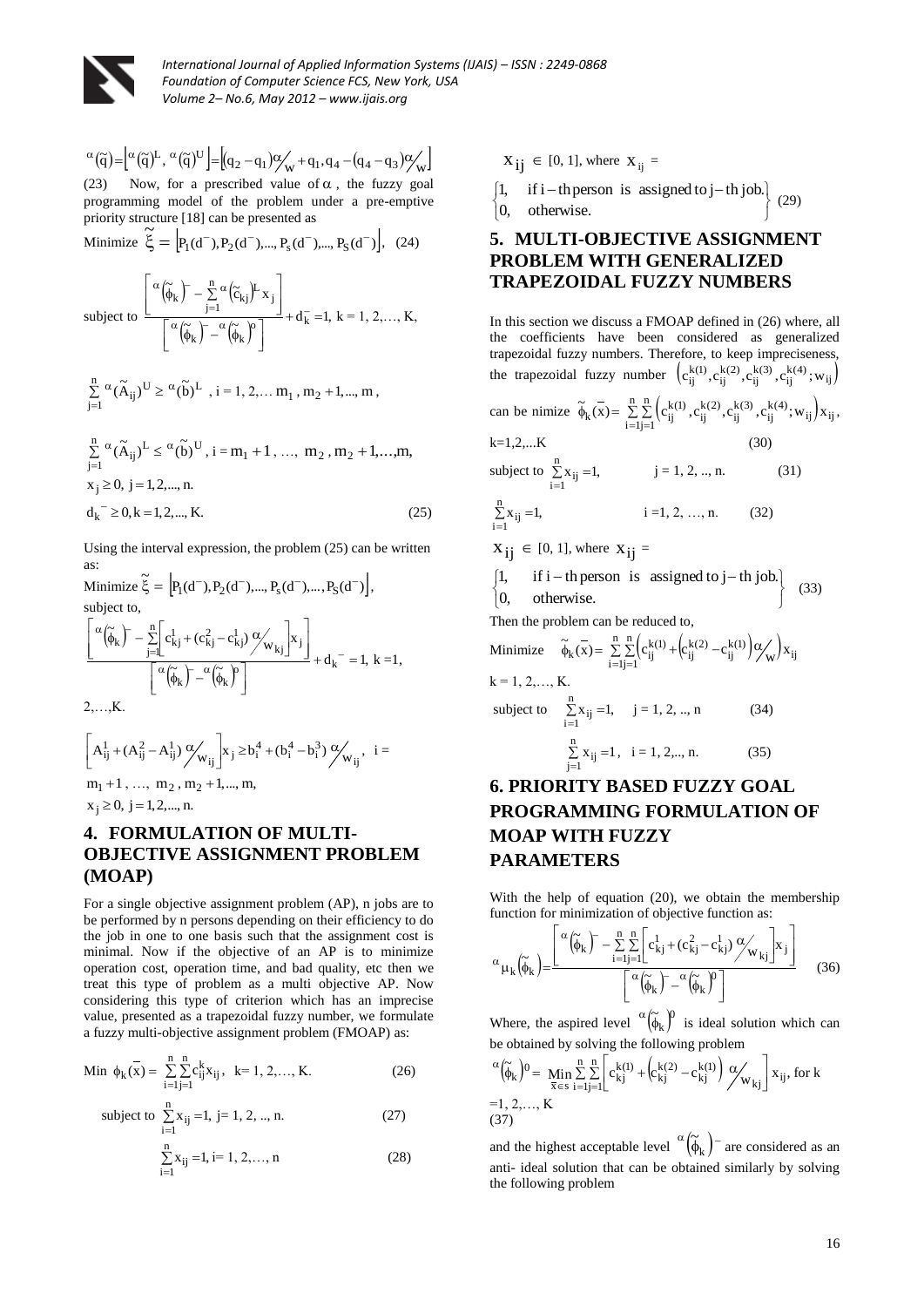$$^{\alpha}(\tilde{q}) = \left[{}^{\alpha}(\tilde{q})^{L}, {}^{\alpha}(\tilde{q})^{U}\right] = \left[(q_2 - q_1)\alpha/_{w} + q_1, q_4 - (q_4 - q_3)\alpha/_{w}\right]$$

(23) Now, for a prescribed value of $\alpha$, the fuzzy goal programming model of the problem under a pre-emptive priority structure [18] can be presented as

$$\text{Minimize } \tilde{\xi} = \left[P_1(d^-), P_2(d^-), ..., P_s(d^-), ..., P_S(d^-)\right], \quad (24)$$

$$\text{subject to } \frac{\left[{}^{\alpha}\left(\tilde{\phi}_k\right)^{-} - \sum_{j=1}^{n} {}^{\alpha}\left(\tilde{c}_{kj}\right)^{L} x_j\right]}{\left[{}^{\alpha}\left(\tilde{\phi}_k\right)^{-} - {}^{\alpha}\left(\tilde{\phi}_k\right)^{0}\right]} + d_k^{-} = 1, \ k = 1, 2, \ldots, K,$$

$$\sum_{j=1}^{n} {}^{\alpha}(\tilde{A}_{ij})^{U} \geq {}^{\alpha}(\tilde{b})^{L}, \ i = 1, 2, \ldots m_1, m_2 + 1, ..., m,$$

$$\sum_{j=1}^{n} {}^{\alpha}(\tilde{A}_{ij})^{L} \leq {}^{\alpha}(\tilde{b})^{U}, \ i = m_1 + 1, \ldots, m_2, m_2 + 1, \ldots, m,$$

$$x_j \geq 0, \ j = 1, 2, ..., n.$$

$$d_k^{-} \geq 0, k = 1, 2, ..., K. \quad (25)$$

Using the interval expression, the problem (25) can be written as:

$$\text{Minimize } \tilde{\xi} = \left[P_1(d^-), P_2(d^-), ..., P_s(d^-), ..., P_S(d^-)\right],$$

subject to,

$$\frac{\left[{}^{\alpha}\left(\tilde{\phi}_k\right)^{-} - \sum_{j=1}^{n}\left[c_{kj}^{1} + (c_{kj}^{2} - c_{kj}^{1})\alpha/_{w_{kj}}\right]x_j\right]}{\left[{}^{\alpha}\left(\tilde{\phi}_k\right)^{-} - {}^{\alpha}\left(\tilde{\phi}_k\right)^{0}\right]} + d_k^{-} = 1, \ k = 1, 2, \ldots, K.$$

$$\left[A_{ij}^{1} + (A_{ij}^{2} - A_{ij}^{1})\alpha/_{w_{ij}}\right]x_j \geq b_i^{4} + (b_i^{4} - b_i^{3})\alpha/_{w_{ij}}, \ i = m_1 + 1, \ldots, m_2, m_2 + 1, ..., m,$$

$$x_j \geq 0, \ j = 1, 2, ..., n.$$

## 4. FORMULATION OF MULTI-OBJECTIVE ASSIGNMENT PROBLEM (MOAP)

For a single objective assignment problem (AP), n jobs are to be performed by n persons depending on their efficiency to do the job in one to one basis such that the assignment cost is minimal. Now if the objective of an AP is to minimize operation cost, operation time, and bad quality, etc then we treat this type of problem as a multi objective AP. Now considering this type of criterion which has an imprecise value, presented as a trapezoidal fuzzy number, we formulate a fuzzy multi-objective assignment problem (FMOAP) as:

$$\text{Min } \phi_k(\bar{x}) = \sum_{i=1}^{n}\sum_{j=1}^{n} c_{ij}^{k} x_{ij}, \ k = 1, 2, \ldots, K. \quad (26)$$

$$\text{subject to } \sum_{i=1}^{n} x_{ij} = 1, \ j = 1, 2, .., n. \quad (27)$$

$$\sum_{i=1}^{n} x_{ij} = 1, \ i = 1, 2, \ldots, n \quad (28)$$

$$x_{ij} \in [0, 1], \text{ where } x_{ij} = \begin{cases} 1, & \text{if } i\text{-th person is assigned to } j\text{-th job.} \\ 0, & \text{otherwise.} \end{cases} \quad (29)$$

## 5. MULTI-OBJECTIVE ASSIGNMENT PROBLEM WITH GENERALIZED TRAPEZOIDAL FUZZY NUMBERS

In this section we discuss a FMOAP defined in (26) where, all the coefficients have been considered as generalized trapezoidal fuzzy numbers. Therefore, to keep impreciseness, the trapezoidal fuzzy number $\left(c_{ij}^{k(1)}, c_{ij}^{k(2)}, c_{ij}^{k(3)}, c_{ij}^{k(4)}; w_{ij}\right)$ can be nimize $\tilde{\phi}_k(\bar{x}) = \sum_{i=1}^{n}\sum_{j=1}^{n}\left(c_{ij}^{k(1)}, c_{ij}^{k(2)}, c_{ij}^{k(3)}, c_{ij}^{k(4)}; w_{ij}\right)x_{ij}$,

$$k = 1, 2, \ldots K \quad (30)$$

$$\text{subject to } \sum_{i=1}^{n} x_{ij} = 1, \quad j = 1, 2, .., n. \quad (31)$$

$$\sum_{i=1}^{n} x_{ij} = 1, \quad i = 1, 2, \ldots, n. \quad (32)$$

$$x_{ij} \in [0, 1], \text{ where } x_{ij} = \begin{cases} 1, & \text{if } i\text{-th person is assigned to } j\text{-th job.} \\ 0, & \text{otherwise.} \end{cases} \quad (33)$$

Then the problem can be reduced to,

$$\text{Minimize } \quad \tilde{\phi}_k(\bar{x}) = \sum_{i=1}^{n}\sum_{j=1}^{n}\left(c_{ij}^{k(1)} + \left(c_{ij}^{k(2)} - c_{ij}^{k(1)}\right)\alpha/_{w}\right)x_{ij}$$

$$k = 1, 2, \ldots, K.$$

$$\text{subject to } \quad \sum_{i=1}^{n} x_{ij} = 1, \quad j = 1, 2, .., n \quad (34)$$

$$\sum_{j=1}^{n} x_{ij} = 1, \quad i = 1, 2, .., n. \quad (35)$$

## 6. PRIORITY BASED FUZZY GOAL PROGRAMMING FORMULATION OF MOAP WITH FUZZY PARAMETERS

With the help of equation (20), we obtain the membership function for minimization of objective function as:

$$^{\alpha}\mu_k\left(\tilde{\phi}_k\right) = \frac{\left[{}^{\alpha}\left(\tilde{\phi}_k\right)^{-} - \sum_{i=1}^{n}\sum_{j=1}^{n}\left[c_{kj}^{1} + (c_{kj}^{2} - c_{kj}^{1})\alpha/_{w_{kj}}\right]x_j\right]}{\left[{}^{\alpha}\left(\tilde{\phi}_k\right)^{-} - {}^{\alpha}\left(\tilde{\phi}_k\right)^{0}\right]} \quad (36)$$

Where, the aspired level ${}^{\alpha}\left(\tilde{\phi}_k\right)^{0}$ is ideal solution which can be obtained by solving the following problem

$$^{\alpha}\left(\tilde{\phi}_k\right)^{0} = \underset{\bar{x} \in s}{\text{Min}} \sum_{i=1}^{n}\sum_{j=1}^{n}\left[c_{kj}^{k(1)} + \left(c_{kj}^{k(2)} - c_{kj}^{k(1)}\right)\alpha/_{w_{kj}}\right]x_{ij}, \text{ for } k = 1, 2, \ldots, K \quad (37)$$

and the highest acceptable level ${}^{\alpha}\left(\tilde{\phi}_k\right)^{-}$ are considered as an anti- ideal solution that can be obtained similarly by solving the following problem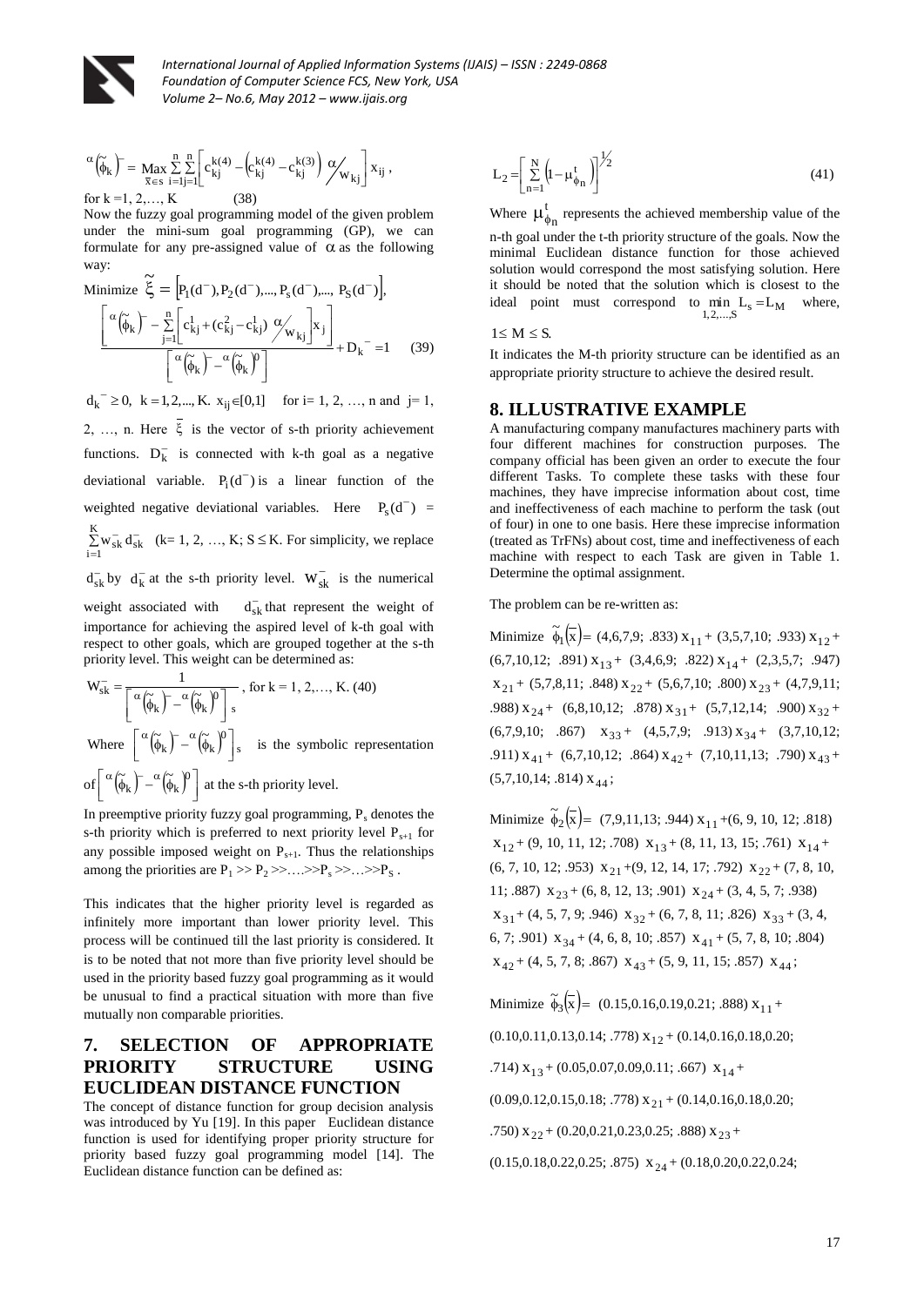$$^{\alpha}\left(\tilde{\phi}_k\right)^{-} = \underset{\bar{x}\in s}{\text{Max}} \sum_{i=1}^{n}\sum_{j=1}^{n}\left[c_{kj}^{k(4)} - \left(c_{kj}^{k(4)} - c_{kj}^{k(3)}\right)\alpha\!\left/w_{kj}\right.\right] x_{ij},$$

for k =1, 2,…, K (38)

Now the fuzzy goal programming model of the given problem under the mini-sum goal programming (GP), we can formulate for any pre-assigned value of $\alpha$ as the following way:

Minimize $\tilde{\bar{\xi}} = \left[P_1(d^-), P_2(d^-), ..., P_s(d^-), ..., P_S(d^-)\right]$,

$$\frac{\left[{}^{\alpha}\left(\tilde{\phi}_k\right)^{-} - \sum_{j=1}^{n}\left[c_{kj}^{1} + (c_{kj}^{2} - c_{kj}^{1})\,\alpha\!\left/w_{kj}\right.\right]x_j\right]}{\left[{}^{\alpha}\left(\tilde{\phi}_k\right)^{-} - {}^{\alpha}\left(\tilde{\phi}_k\right)^{0}\right]} + D_k^{-} = 1 \quad (39)$$

$d_k^- \ge 0$, $k = 1, 2, ..., K$. $x_{ij} \in [0,1]$ for i= 1, 2, …, n and j= 1, 2, …, n. Here $\bar{\xi}$ is the vector of s-th priority achievement functions. $D_k^-$ is connected with k-th goal as a negative deviational variable. $P_i(d^-)$ is a linear function of the weighted negative deviational variables. Here $P_s(d^-) = \sum_{i=1}^{K} w_{sk}^- d_{sk}^-$ (k= 1, 2, …, K; $S \le K$. For simplicity, we replace $d_{sk}^-$ by $d_k^-$ at the s-th priority level. $W_{sk}^-$ is the numerical weight associated with $d_{sk}^-$ that represent the weight of importance for achieving the aspired level of k-th goal with respect to other goals, which are grouped together at the s-th priority level. This weight can be determined as:

$$W_{sk}^- = \frac{1}{\left[{}^{\alpha}\left(\tilde{\phi}_k\right)^{-} - {}^{\alpha}\left(\tilde{\phi}_k\right)^{0}\right]_s}, \text{ for k = 1, 2,…, K. (40)}$$

Where $\left[{}^{\alpha}\left(\tilde{\phi}_k\right)^{-} - {}^{\alpha}\left(\tilde{\phi}_k\right)^{0}\right]_s$ is the symbolic representation of $\left[{}^{\alpha}\left(\tilde{\phi}_k\right)^{-} - {}^{\alpha}\left(\tilde{\phi}_k\right)^{0}\right]$ at the s-th priority level.

In preemptive priority fuzzy goal programming, $P_s$ denotes the s-th priority which is preferred to next priority level $P_{s+1}$ for any possible imposed weight on $P_{s+1}$. Thus the relationships among the priorities are $P_1 >> P_2 >> …>> P_s >> … >> P_S$.

This indicates that the higher priority level is regarded as infinitely more important than lower priority level. This process will be continued till the last priority is considered. It is to be noted that not more than five priority level should be used in the priority based fuzzy goal programming as it would be unusual to find a practical situation with more than five mutually non comparable priorities.

## 7. SELECTION OF APPROPRIATE PRIORITY STRUCTURE USING EUCLIDEAN DISTANCE FUNCTION

The concept of distance function for group decision analysis was introduced by Yu [19]. In this paper Euclidean distance function is used for identifying proper priority structure for priority based fuzzy goal programming model [14]. The Euclidean distance function can be defined as:

$$L_2 = \left[\sum_{n=1}^{N}\left(1 - \mu_{\phi_n}^{t}\right)\right]^{1/2} \quad (41)$$

Where $\mu_{\phi_n}^{t}$ represents the achieved membership value of the n-th goal under the t-th priority structure of the goals. Now the minimal Euclidean distance function for those achieved solution would correspond the most satisfying solution. Here it should be noted that the solution which is closest to the ideal point must correspond to $\min_{1,2,...,S} L_s = L_M$ where, $1 \le M \le S$.

It indicates the M-th priority structure can be identified as an appropriate priority structure to achieve the desired result.

## 8. ILLUSTRATIVE EXAMPLE

A manufacturing company manufactures machinery parts with four different machines for construction purposes. The company official has been given an order to execute the four different Tasks. To complete these tasks with these four machines, they have imprecise information about cost, time and ineffectiveness of each machine to perform the task (out of four) in one to one basis. Here these imprecise information (treated as TrFNs) about cost, time and ineffectiveness of each machine with respect to each Task are given in Table 1. Determine the optimal assignment.

The problem can be re-written as:

Minimize $\tilde{\phi}_1(\bar{x})$ = (4,6,7,9; .833) $x_{11}$ + (3,5,7,10; .933) $x_{12}$ + (6,7,10,12; .891) $x_{13}$ + (3,4,6,9; .822) $x_{14}$ + (2,3,5,7; .947) $x_{21}$ + (5,7,8,11; .848) $x_{22}$ + (5,6,7,10; .800) $x_{23}$ + (4,7,9,11; .988) $x_{24}$ + (6,8,10,12; .878) $x_{31}$ + (5,7,12,14; .900) $x_{32}$ + (6,7,9,10; .867) $x_{33}$ + (4,5,7,9; .913) $x_{34}$ + (3,7,10,12; .911) $x_{41}$ + (6,7,10,12; .864) $x_{42}$ + (7,10,11,13; .790) $x_{43}$ + (5,7,10,14; .814) $x_{44}$;

Minimize $\tilde{\phi}_2(\bar{x})$ = (7,9,11,13; .944) $x_{11}$ +(6, 9, 10, 12; .818) $x_{12}$ + (9, 10, 11, 12; .708) $x_{13}$ + (8, 11, 13, 15; .761) $x_{14}$ + (6, 7, 10, 12; .953) $x_{21}$ +(9, 12, 14, 17; .792) $x_{22}$ + (7, 8, 10, 11; .887) $x_{23}$ + (6, 8, 12, 13; .901) $x_{24}$ + (3, 4, 5, 7; .938) $x_{31}$ + (4, 5, 7, 9; .946) $x_{32}$ + (6, 7, 8, 11; .826) $x_{33}$ + (3, 4, 6, 7; .901) $x_{34}$ + (4, 6, 8, 10; .857) $x_{41}$ + (5, 7, 8, 10; .804) $x_{42}$ + (4, 5, 7, 8; .867) $x_{43}$ + (5, 9, 11, 15; .857) $x_{44}$;

Minimize $\tilde{\phi}_3(\bar{x})$ = (0.15,0.16,0.19,0.21; .888) $x_{11}$ + (0.10,0.11,0.13,0.14; .778) $x_{12}$ + (0.14,0.16,0.18,0.20; .714) $x_{13}$ + (0.05,0.07,0.09,0.11; .667) $x_{14}$ + (0.09,0.12,0.15,0.18; .778) $x_{21}$ + (0.14,0.16,0.18,0.20; .750) $x_{22}$ + (0.20,0.21,0.23,0.25; .888) $x_{23}$ + (0.15,0.18,0.22,0.25; .875) $x_{24}$ + (0.18,0.20,0.22,0.24;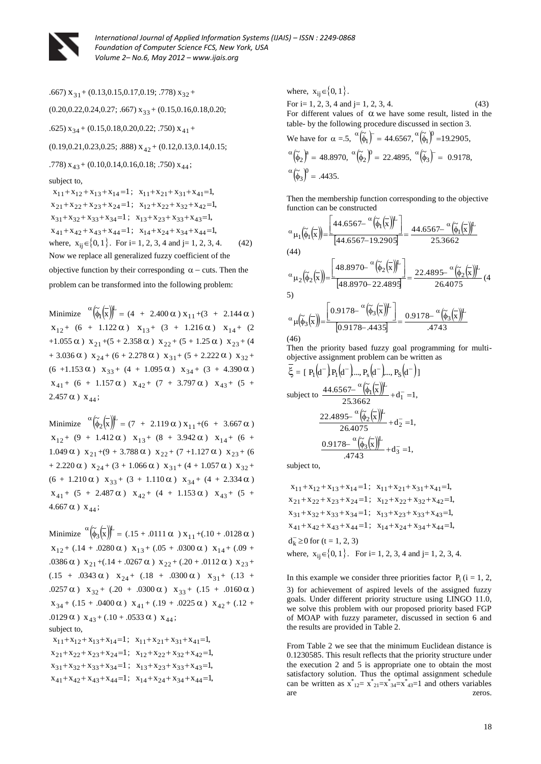$.667)\, x_{31} + (0.13, 0.15, 0.17, 0.19;\ .778)\, x_{32} +$

$(0.20, 0.22, 0.24, 0.27;\ .667)\, x_{33} + (0.15, 0.16, 0.18, 0.20;$

$.625)\, x_{34} + (0.15, 0.18, 0.20, 0.22;\ .750)\, x_{41} +$

$(0.19, 0.21, 0.23, 0.25;\ .888)\, x_{42} + (0.12, 0.13, 0.14, 0.15;$

$.778)\, x_{43} + (0.10, 0.14, 0.16, 0.18;\ .750)\, x_{44};$

subject to,

$$x_{11}+x_{12}+x_{13}+x_{14}=1;\quad x_{11}+x_{21}+x_{31}+x_{41}=1,$$
$$x_{21}+x_{22}+x_{23}+x_{24}=1;\quad x_{12}+x_{22}+x_{32}+x_{42}=1,$$
$$x_{31}+x_{32}+x_{33}+x_{34}=1;\quad x_{13}+x_{23}+x_{33}+x_{43}=1,$$
$$x_{41}+x_{42}+x_{43}+x_{44}=1;\quad x_{14}+x_{24}+x_{34}+x_{44}=1,$$

where, $x_{ij} \in \{0, 1\}$. For i= 1, 2, 3, 4 and j= 1, 2, 3, 4. (42)

Now we replace all generalized fuzzy coefficient of the objective function by their corresponding $\alpha -$ cuts. Then the problem can be transformed into the following problem:

Minimize $^{\alpha}\left(\tilde{\phi}_1(\bar{x})\right)^L = (4 + 2.400\alpha)\, x_{11} + (3 + 2.144\alpha)\, x_{12} + (6 + 1.122\alpha)\, x_{13} + (3 + 1.216\alpha)\, x_{14} + (2 + 1.055\alpha)\, x_{21} + (5 + 2.358\alpha)\, x_{22} + (5 + 1.25\alpha)\, x_{23} + (4 + 3.036\alpha)\, x_{24} + (6 + 2.278\alpha)\, x_{31} + (5 + 2.222\alpha)\, x_{32} + (6 + 1.153\alpha)\, x_{33} + (4 + 1.095\alpha)\, x_{34} + (3 + 4.390\alpha)\, x_{41} + (6 + 1.157\alpha)\, x_{42} + (7 + 3.797\alpha)\, x_{43} + (5 + 2.457\alpha)\, x_{44};$

Minimize $^{\alpha}\left(\tilde{\phi}_2(\bar{x})\right)^L = (7 + 2.119\alpha)\, x_{11} + (6 + 3.667\alpha)\, x_{12} + (9 + 1.412\alpha)\, x_{13} + (8 + 3.942\alpha)\, x_{14} + (6 + 1.049\alpha)\, x_{21} + (9 + 3.788\alpha)\, x_{22} + (7 + 1.127\alpha)\, x_{23} + (6 + 2.220\alpha)\, x_{24} + (3 + 1.066\alpha)\, x_{31} + (4 + 1.057\alpha)\, x_{32} + (6 + 1.210\alpha)\, x_{33} + (3 + 1.110\alpha)\, x_{34} + (4 + 2.334\alpha)\, x_{41} + (5 + 2.487\alpha)\, x_{42} + (4 + 1.153\alpha)\, x_{43} + (5 + 4.667\alpha)\, x_{44};$

Minimize $^{\alpha}\left(\tilde{\phi}_3(\bar{x})\right)^L = (.15 + .0111\alpha)\, x_{11} + (.10 + .0128\alpha)\, x_{12} + (.14 + .0280\alpha)\, x_{13} + (.05 + .0300\alpha)\, x_{14} + (.09 + .0386\alpha)\, x_{21} + (.14 + .0267\alpha)\, x_{22} + (.20 + .0112\alpha)\, x_{23} + (.15 + .0343\alpha)\, x_{24} + (.18 + .0300\alpha)\, x_{31} + (.13 + .0257\alpha)\, x_{32} + (.20 + .0300\alpha)\, x_{33} + (.15 + .0160\alpha)\, x_{34} + (.15 + .0400\alpha)\, x_{41} + (.19 + .0225\alpha)\, x_{42} + (.12 + .0129\alpha)\, x_{43} + (.10 + .0533\alpha)\, x_{44};$

subject to,

$$x_{11}+x_{12}+x_{13}+x_{14}=1;\quad x_{11}+x_{21}+x_{31}+x_{41}=1,$$
$$x_{21}+x_{22}+x_{23}+x_{24}=1;\quad x_{12}+x_{22}+x_{32}+x_{42}=1,$$
$$x_{31}+x_{32}+x_{33}+x_{34}=1;\quad x_{13}+x_{23}+x_{33}+x_{43}=1,$$
$$x_{41}+x_{42}+x_{43}+x_{44}=1;\quad x_{14}+x_{24}+x_{34}+x_{44}=1,$$

where, $x_{ij} \in \{0, 1\}$.

For i= 1, 2, 3, 4 and j= 1, 2, 3, 4. (43)

For different values of $\alpha$ we have some result, listed in the table- by the following procedure discussed in section 3.

We have for $\alpha = .5$, $^{\alpha}\left(\tilde{\phi}_1\right)^- = 44.6567$, $^{\alpha}\left(\tilde{\phi}_1\right)^0 = 19.2905$, $^{\alpha}\left(\tilde{\phi}_2\right)^a = 48.8970$, $^{\alpha}\left(\tilde{\phi}_2\right)^0 = 22.4895$, $^{\alpha}\left(\tilde{\phi}_3\right)^- = 0.9178$, $^{\alpha}\left(\tilde{\phi}_3\right)^0 = .4435$.

Then the membership function corresponding to the objective function can be constructed

$$^{\alpha}\mu_1\left(\tilde{\phi}_1(\bar{x})\right) = \frac{\left[44.6567 - {}^{\alpha}\left(\tilde{\phi}_1(\bar{x})\right)^L\right]}{[44.6567 - 19.2905]} = \frac{44.6567 - {}^{\alpha}\left(\tilde{\phi}_1(\bar{x})\right)^L}{25.3662} \quad (44)$$

$$^{\alpha}\mu_2\left(\tilde{\phi}_2(\bar{x})\right) = \frac{\left[48.8970 - {}^{\alpha}\left(\tilde{\phi}_2(\bar{x})\right)^L\right]}{[48.8970 - 22.4895]} = \frac{22.4895 - {}^{\alpha}\left(\tilde{\phi}_2(\bar{x})\right)^L}{26.4075} \quad (45)$$

$$^{\alpha}\mu\left(\tilde{\phi}_3(\bar{x})\right) = \frac{\left[0.9178 - {}^{\alpha}\left(\tilde{\phi}_3(\bar{x})\right)^L\right]}{[0.9178 - .4435]} = \frac{0.9178 - {}^{\alpha}\left(\tilde{\phi}_3(\bar{x})\right)^L}{.4743} \quad (46)$$

Then the priority based fuzzy goal programming for multi-objective assignment problem can be written as

$$\bar{\xi} = [\, P_1(d^-), P_1(d^-), \ldots, P_s(d^-), \ldots, P_S(d^-)\,]$$

subject to

$$\frac{44.6567 - {}^{\alpha}\left(\tilde{\phi}_1(\bar{x})\right)^L}{25.3662} + d_1^- = 1,$$

$$\frac{22.4895 - {}^{\alpha}\left(\tilde{\phi}_2(\bar{x})\right)^L}{26.4075} + d_2^- = 1,$$

$$\frac{0.9178 - {}^{\alpha}\left(\tilde{\phi}_3(\bar{x})\right)^L}{.4743} + d_3^- = 1,$$

subject to,

$$x_{11}+x_{12}+x_{13}+x_{14}=1;\quad x_{11}+x_{21}+x_{31}+x_{41}=1,$$
$$x_{21}+x_{22}+x_{23}+x_{24}=1;\quad x_{12}+x_{22}+x_{32}+x_{42}=1,$$
$$x_{31}+x_{32}+x_{33}+x_{34}=1;\quad x_{13}+x_{23}+x_{33}+x_{43}=1,$$
$$x_{41}+x_{42}+x_{43}+x_{44}=1;\quad x_{14}+x_{24}+x_{34}+x_{44}=1,$$

$d_k^- \geq 0$ for (t = 1, 2, 3)

where, $x_{ij} \in \{0, 1\}$. For i= 1, 2, 3, 4 and j= 1, 2, 3, 4.

In this example we consider three priorities factor $P_i$ (i = 1, 2, 3) for achievement of aspired levels of the assigned fuzzy goals. Under different priority structure using LINGO 11.0, we solve this problem with our proposed priority based FGP of MOAP with fuzzy parameter, discussed in section 6 and the results are provided in Table 2.

From Table 2 we see that the minimum Euclidean distance is 0.1230585. This result reflects that the priority structure under the execution 2 and 5 is appropriate one to obtain the most satisfactory solution. Thus the optimal assignment schedule can be written as $x^*_{12} = x^*_{21} = x^*_{34} = x^*_{43} = 1$ and others variables are zeros.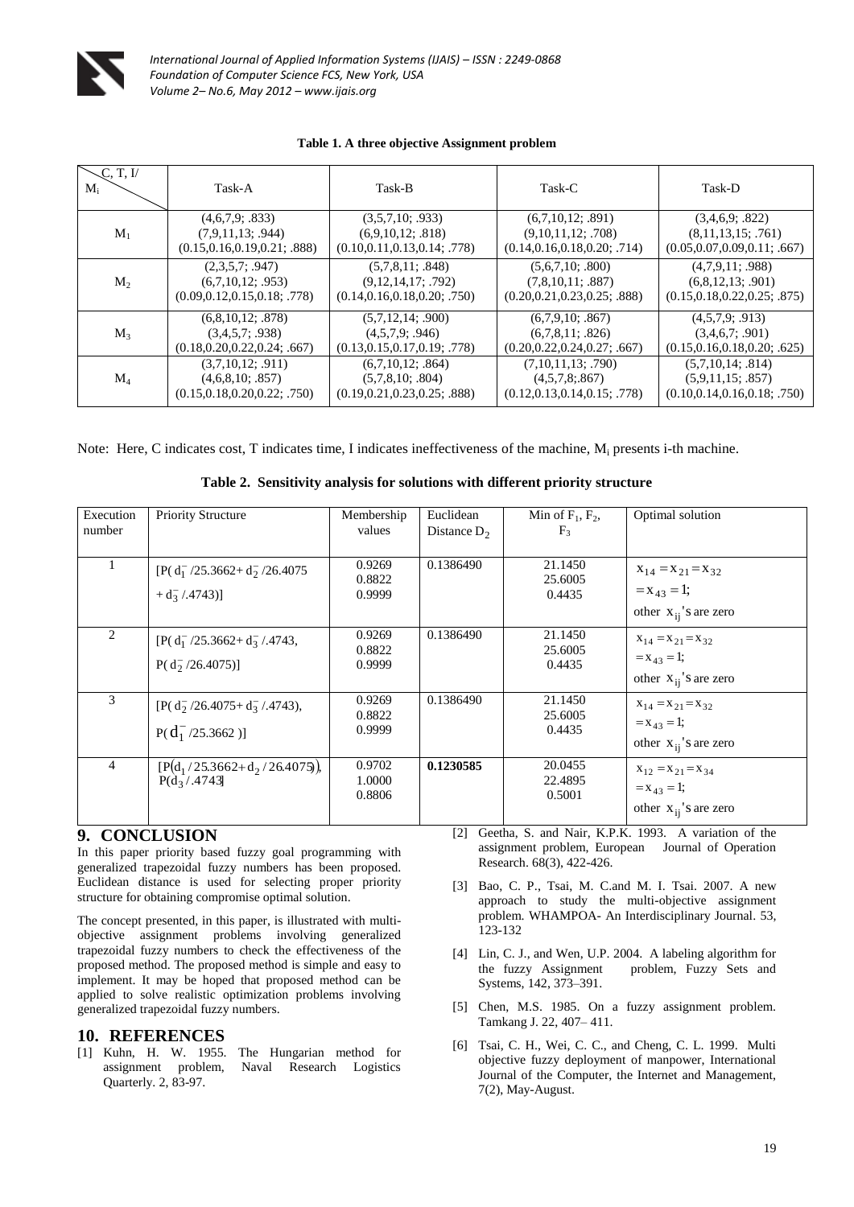**Table 1. A three objective Assignment problem**

| C, T, I/ $M_i$ | Task-A | Task-B | Task-C | Task-D |
|---|---|---|---|---|
| $M_1$ | (4,6,7,9; .833)<br>(7,9,11,13; .944)<br>(0.15,0.16,0.19,0.21; .888) | (3,5,7,10; .933)<br>(6,9,10,12; .818)<br>(0.10,0.11,0.13,0.14; .778) | (6,7,10,12; .891)<br>(9,10,11,12; .708)<br>(0.14,0.16,0.18,0.20; .714) | (3,4,6,9; .822)<br>(8,11,13,15; .761)<br>(0.05,0.07,0.09,0.11; .667) |
| $M_2$ | (2,3,5,7; .947)<br>(6,7,10,12; .953)<br>(0.09,0.12,0.15,0.18; .778) | (5,7,8,11; .848)<br>(9,12,14,17; .792)<br>(0.14,0.16,0.18,0.20; .750) | (5,6,7,10; .800)<br>(7,8,10,11; .887)<br>(0.20,0.21,0.23,0.25; .888) | (4,7,9,11; .988)<br>(6,8,12,13; .901)<br>(0.15,0.18,0.22,0.25; .875) |
| $M_3$ | (6,8,10,12; .878)<br>(3,4,5,7; .938)<br>(0.18,0.20,0.22,0.24; .667) | (5,7,12,14; .900)<br>(4,5,7,9; .946)<br>(0.13,0.15,0.17,0.19; .778) | (6,7,9,10; .867)<br>(6,7,8,11; .826)<br>(0.20,0.22,0.24,0.27; .667) | (4,5,7,9; .913)<br>(3,4,6,7; .901)<br>(0.15,0.16,0.18,0.20; .625) |
| $M_4$ | (3,7,10,12; .911)<br>(4,6,8,10; .857)<br>(0.15,0.18,0.20,0.22; .750) | (6,7,10,12; .864)<br>(5,7,8,10; .804)<br>(0.19,0.21,0.23,0.25; .888) | (7,10,11,13; .790)<br>(4,5,7,8;.867)<br>(0.12,0.13,0.14,0.15; .778) | (5,7,10,14; .814)<br>(5,9,11,15; .857)<br>(0.10,0.14,0.16,0.18; .750) |

Note: Here, C indicates cost, T indicates time, I indicates ineffectiveness of the machine, $M_i$ presents i-th machine.

**Table 2. Sensitivity analysis for solutions with different priority structure**

| Execution number | Priority Structure | Membership values | Euclidean Distance $D_2$ | Min of $F_1$, $F_2$, $F_3$ | Optimal solution |
|---|---|---|---|---|---|
| 1 | $[P(d_1^-/25.3662 + d_2^-/26.4075 + d_3^-/.4743)]$ | 0.9269<br>0.8822<br>0.9999 | 0.1386490 | 21.1450<br>25.6005<br>0.4435 | $x_{14} = x_{21} = x_{32} = x_{43} = 1$; other $x_{ij}$'s are zero |
| 2 | $[P(d_1^-/25.3662 + d_3^-/.4743), P(d_2^-/26.4075)]$ | 0.9269<br>0.8822<br>0.9999 | 0.1386490 | 21.1450<br>25.6005<br>0.4435 | $x_{14} = x_{21} = x_{32} = x_{43} = 1$; other $x_{ij}$'s are zero |
| 3 | $[P(d_2^-/26.4075 + d_3^-/.4743), P(d_1^-/25.3662)]$ | 0.9269<br>0.8822<br>0.9999 | 0.1386490 | 21.1450<br>25.6005<br>0.4435 | $x_{14} = x_{21} = x_{32} = x_{43} = 1$; other $x_{ij}$'s are zero |
| 4 | $[P(d_1/25.3662 + d_2/26.4075), P(d_3/.4743)]$ | 0.9702<br>1.0000<br>0.8806 | **0.1230585** | 20.0455<br>22.4895<br>0.5001 | $x_{12} = x_{21} = x_{34} = x_{43} = 1$; other $x_{ij}$'s are zero |

## 9. CONCLUSION

In this paper priority based fuzzy goal programming with generalized trapezoidal fuzzy numbers has been proposed. Euclidean distance is used for selecting proper priority structure for obtaining compromise optimal solution.

The concept presented, in this paper, is illustrated with multi-objective assignment problems involving generalized trapezoidal fuzzy numbers to check the effectiveness of the proposed method. The proposed method is simple and easy to implement. It may be hoped that proposed method can be applied to solve realistic optimization problems involving generalized trapezoidal fuzzy numbers.

## 10. REFERENCES

[1] Kuhn, H. W. 1955. The Hungarian method for assignment problem, Naval Research Logistics Quarterly. 2, 83-97.

[2] Geetha, S. and Nair, K.P.K. 1993. A variation of the assignment problem, European Journal of Operation Research. 68(3), 422-426.

[3] Bao, C. P., Tsai, M. C.and M. I. Tsai. 2007. A new approach to study the multi-objective assignment problem. WHAMPOA- An Interdisciplinary Journal. 53, 123-132

[4] Lin, C. J., and Wen, U.P. 2004. A labeling algorithm for the fuzzy Assignment problem, Fuzzy Sets and Systems, 142, 373–391.

[5] Chen, M.S. 1985. On a fuzzy assignment problem. Tamkang J. 22, 407– 411.

[6] Tsai, C. H., Wei, C. C., and Cheng, C. L. 1999. Multi objective fuzzy deployment of manpower, International Journal of the Computer, the Internet and Management, 7(2), May-August.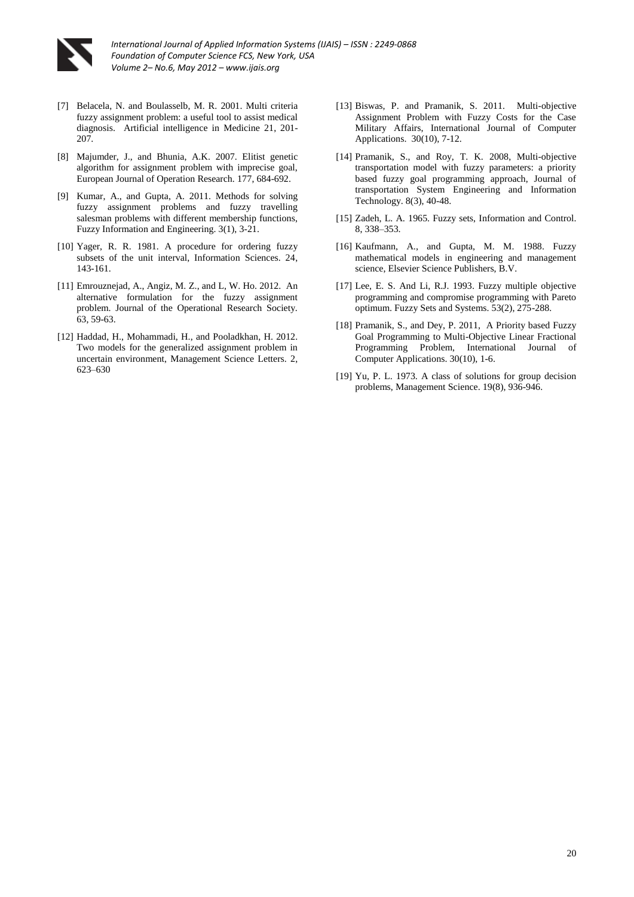[7] Belacela, N. and Boulasselb, M. R. 2001. Multi criteria fuzzy assignment problem: a useful tool to assist medical diagnosis. Artificial intelligence in Medicine 21, 201-207.

[8] Majumder, J., and Bhunia, A.K. 2007. Elitist genetic algorithm for assignment problem with imprecise goal, European Journal of Operation Research. 177, 684-692.

[9] Kumar, A., and Gupta, A. 2011. Methods for solving fuzzy assignment problems and fuzzy travelling salesman problems with different membership functions, Fuzzy Information and Engineering. 3(1), 3-21.

[10] Yager, R. R. 1981. A procedure for ordering fuzzy subsets of the unit interval, Information Sciences. 24, 143-161.

[11] Emrouznejad, A., Angiz, M. Z., and L, W. Ho. 2012. An alternative formulation for the fuzzy assignment problem. Journal of the Operational Research Society. 63, 59-63.

[12] Haddad, H., Mohammadi, H., and Pooladkhan, H. 2012. Two models for the generalized assignment problem in uncertain environment, Management Science Letters. 2, 623–630

[13] Biswas, P. and Pramanik, S. 2011. Multi-objective Assignment Problem with Fuzzy Costs for the Case Military Affairs, International Journal of Computer Applications. 30(10), 7-12.

[14] Pramanik, S., and Roy, T. K. 2008, Multi-objective transportation model with fuzzy parameters: a priority based fuzzy goal programming approach, Journal of transportation System Engineering and Information Technology. 8(3), 40-48.

[15] Zadeh, L. A. 1965. Fuzzy sets, Information and Control. 8, 338–353.

[16] Kaufmann, A., and Gupta, M. M. 1988. Fuzzy mathematical models in engineering and management science, Elsevier Science Publishers, B.V.

[17] Lee, E. S. And Li, R.J. 1993. Fuzzy multiple objective programming and compromise programming with Pareto optimum. Fuzzy Sets and Systems. 53(2), 275-288.

[18] Pramanik, S., and Dey, P. 2011, A Priority based Fuzzy Goal Programming to Multi-Objective Linear Fractional Programming Problem, International Journal of Computer Applications. 30(10), 1-6.

[19] Yu, P. L. 1973. A class of solutions for group decision problems, Management Science. 19(8), 936-946.